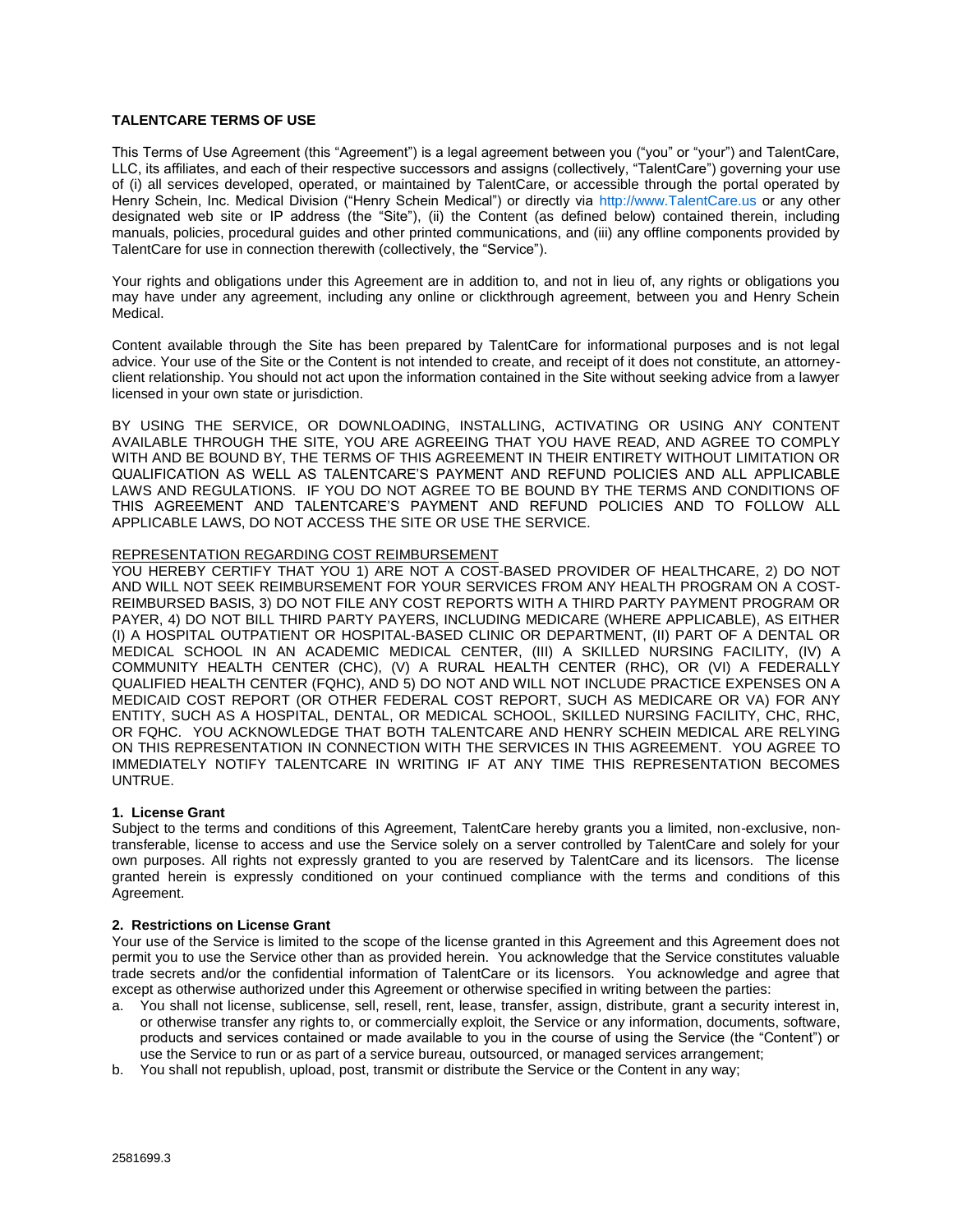# TALENTCARE TERMS OF USE

This Terms of Use Agreement (this "Agreement") is a legal agreement between you ("you" or "your") and TalentCare, LLC, its affiliates, and each of their respective successors and assigns (collectively, "TalentCare") governing your use of (i) all services developed, operated, or maintained by TalentCare, or accessible through the portal operated by Henry Schein, Inc. Medical Division ("Henry Schein Medical") or directly via http://www.TalentCare.us or any other designated web site or IP address (the "Site"), (ii) the Content (as defined below) contained therein, including manuals, policies, procedural guides and other printed communications, and (iii) any offline components provided by TalentCare for use in connection therewith (collectively, the "Service").

Your rights and obligations under this Agreement are in addition to, and not in lieu of, any rights or obligations you may have under any agreement, including any online or clickthrough agreement, between you and Henry Schein Medical.

Content available through the Site has been prepared by TalentCare for informational purposes and is not legal advice. Your use of the Site or the Content is not intended to create, and receipt of it does not constitute, an attorney-client relationship. You should not act upon the information contained in the Site without seeking advice from a lawyer licensed in your own state or jurisdiction.

BY USING THE SERVICE, OR DOWNLOADING, INSTALLING, ACTIVATING OR USING ANY CONTENT AVAILABLE THROUGH THE SITE, YOU ARE AGREEING THAT YOU HAVE READ, AND AGREE TO COMPLY WITH AND BE BOUND BY, THE TERMS OF THIS AGREEMENT IN THEIR ENTIRETY WITHOUT LIMITATION OR QUALIFICATION AS WELL AS TALENTCARE'S PAYMENT AND REFUND POLICIES AND ALL APPLICABLE LAWS AND REGULATIONS. IF YOU DO NOT AGREE TO BE BOUND BY THE TERMS AND CONDITIONS OF THIS AGREEMENT AND TALENTCARE'S PAYMENT AND REFUND POLICIES AND TO FOLLOW ALL APPLICABLE LAWS, DO NOT ACCESS THE SITE OR USE THE SERVICE.

REPRESENTATION REGARDING COST REIMBURSEMENT

YOU HEREBY CERTIFY THAT YOU 1) ARE NOT A COST-BASED PROVIDER OF HEALTHCARE, 2) DO NOT AND WILL NOT SEEK REIMBURSEMENT FOR YOUR SERVICES FROM ANY HEALTH PROGRAM ON A COST-REIMBURSED BASIS, 3) DO NOT FILE ANY COST REPORTS WITH A THIRD PARTY PAYMENT PROGRAM OR PAYER, 4) DO NOT BILL THIRD PARTY PAYERS, INCLUDING MEDICARE (WHERE APPLICABLE), AS EITHER (I) A HOSPITAL OUTPATIENT OR HOSPITAL-BASED CLINIC OR DEPARTMENT, (II) PART OF A DENTAL OR MEDICAL SCHOOL IN AN ACADEMIC MEDICAL CENTER, (III) A SKILLED NURSING FACILITY, (IV) A COMMUNITY HEALTH CENTER (CHC), (V) A RURAL HEALTH CENTER (RHC), OR (VI) A FEDERALLY QUALIFIED HEALTH CENTER (FQHC), AND 5) DO NOT AND WILL NOT INCLUDE PRACTICE EXPENSES ON A MEDICAID COST REPORT (OR OTHER FEDERAL COST REPORT, SUCH AS MEDICARE OR VA) FOR ANY ENTITY, SUCH AS A HOSPITAL, DENTAL, OR MEDICAL SCHOOL, SKILLED NURSING FACILITY, CHC, RHC, OR FQHC. YOU ACKNOWLEDGE THAT BOTH TALENTCARE AND HENRY SCHEIN MEDICAL ARE RELYING ON THIS REPRESENTATION IN CONNECTION WITH THE SERVICES IN THIS AGREEMENT. YOU AGREE TO IMMEDIATELY NOTIFY TALENTCARE IN WRITING IF AT ANY TIME THIS REPRESENTATION BECOMES UNTRUE.

## 1. License Grant

Subject to the terms and conditions of this Agreement, TalentCare hereby grants you a limited, non-exclusive, non-transferable, license to access and use the Service solely on a server controlled by TalentCare and solely for your own purposes. All rights not expressly granted to you are reserved by TalentCare and its licensors. The license granted herein is expressly conditioned on your continued compliance with the terms and conditions of this Agreement.

## 2. Restrictions on License Grant

Your use of the Service is limited to the scope of the license granted in this Agreement and this Agreement does not permit you to use the Service other than as provided herein. You acknowledge that the Service constitutes valuable trade secrets and/or the confidential information of TalentCare or its licensors. You acknowledge and agree that except as otherwise authorized under this Agreement or otherwise specified in writing between the parties:

a. You shall not license, sublicense, sell, resell, rent, lease, transfer, assign, distribute, grant a security interest in, or otherwise transfer any rights to, or commercially exploit, the Service or any information, documents, software, products and services contained or made available to you in the course of using the Service (the "Content") or use the Service to run or as part of a service bureau, outsourced, or managed services arrangement;
b. You shall not republish, upload, post, transmit or distribute the Service or the Content in any way;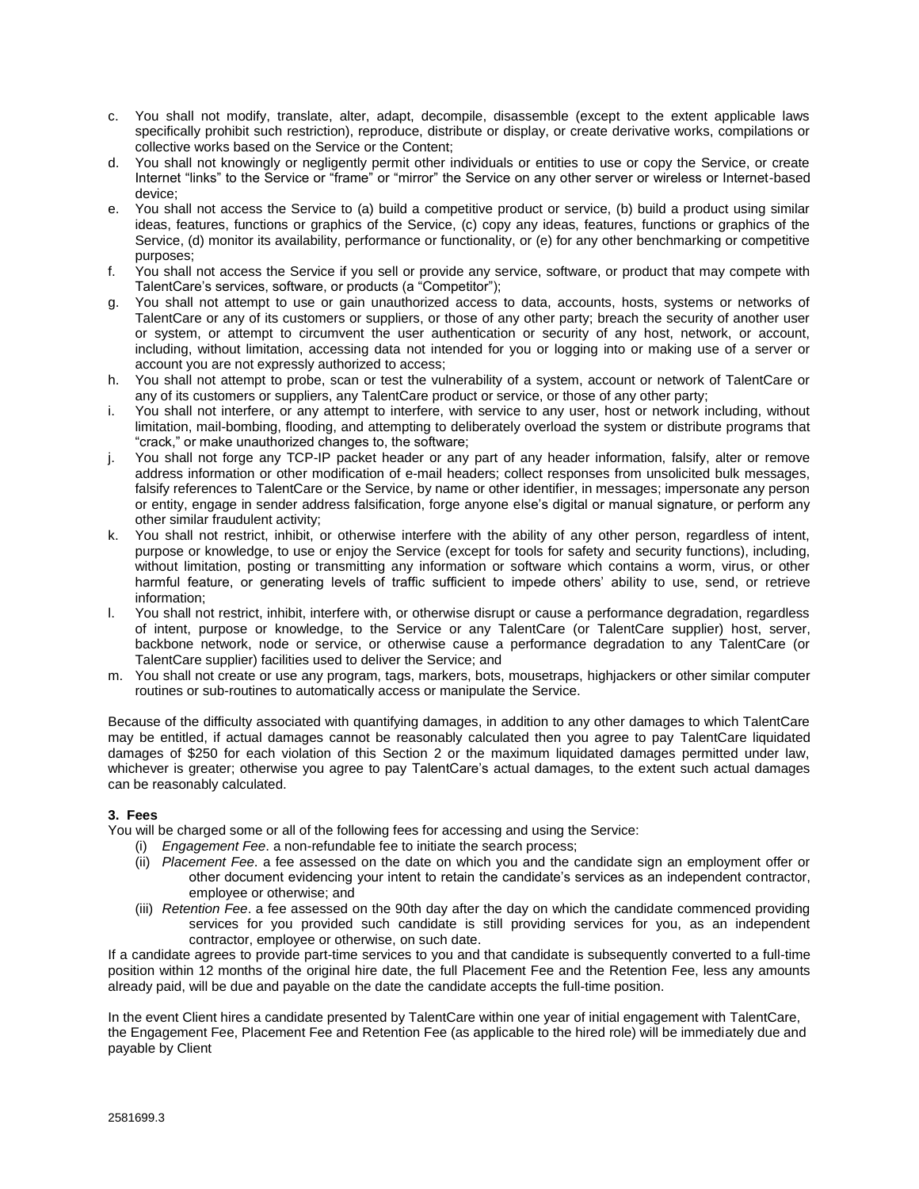c. You shall not modify, translate, alter, adapt, decompile, disassemble (except to the extent applicable laws specifically prohibit such restriction), reproduce, distribute or display, or create derivative works, compilations or collective works based on the Service or the Content;

d. You shall not knowingly or negligently permit other individuals or entities to use or copy the Service, or create Internet "links" to the Service or "frame" or "mirror" the Service on any other server or wireless or Internet-based device;

e. You shall not access the Service to (a) build a competitive product or service, (b) build a product using similar ideas, features, functions or graphics of the Service, (c) copy any ideas, features, functions or graphics of the Service, (d) monitor its availability, performance or functionality, or (e) for any other benchmarking or competitive purposes;

f. You shall not access the Service if you sell or provide any service, software, or product that may compete with TalentCare's services, software, or products (a "Competitor");

g. You shall not attempt to use or gain unauthorized access to data, accounts, hosts, systems or networks of TalentCare or any of its customers or suppliers, or those of any other party; breach the security of another user or system, or attempt to circumvent the user authentication or security of any host, network, or account, including, without limitation, accessing data not intended for you or logging into or making use of a server or account you are not expressly authorized to access;

h. You shall not attempt to probe, scan or test the vulnerability of a system, account or network of TalentCare or any of its customers or suppliers, any TalentCare product or service, or those of any other party;

i. You shall not interfere, or any attempt to interfere, with service to any user, host or network including, without limitation, mail-bombing, flooding, and attempting to deliberately overload the system or distribute programs that "crack," or make unauthorized changes to, the software;

j. You shall not forge any TCP-IP packet header or any part of any header information, falsify, alter or remove address information or other modification of e-mail headers; collect responses from unsolicited bulk messages, falsify references to TalentCare or the Service, by name or other identifier, in messages; impersonate any person or entity, engage in sender address falsification, forge anyone else's digital or manual signature, or perform any other similar fraudulent activity;

k. You shall not restrict, inhibit, or otherwise interfere with the ability of any other person, regardless of intent, purpose or knowledge, to use or enjoy the Service (except for tools for safety and security functions), including, without limitation, posting or transmitting any information or software which contains a worm, virus, or other harmful feature, or generating levels of traffic sufficient to impede others' ability to use, send, or retrieve information;

l. You shall not restrict, inhibit, interfere with, or otherwise disrupt or cause a performance degradation, regardless of intent, purpose or knowledge, to the Service or any TalentCare (or TalentCare supplier) host, server, backbone network, node or service, or otherwise cause a performance degradation to any TalentCare (or TalentCare supplier) facilities used to deliver the Service; and

m. You shall not create or use any program, tags, markers, bots, mousetraps, highjackers or other similar computer routines or sub-routines to automatically access or manipulate the Service.

Because of the difficulty associated with quantifying damages, in addition to any other damages to which TalentCare may be entitled, if actual damages cannot be reasonably calculated then you agree to pay TalentCare liquidated damages of $250 for each violation of this Section 2 or the maximum liquidated damages permitted under law, whichever is greater; otherwise you agree to pay TalentCare's actual damages, to the extent such actual damages can be reasonably calculated.

**3. Fees**

You will be charged some or all of the following fees for accessing and using the Service:

(i) *Engagement Fee*. a non-refundable fee to initiate the search process;

(ii) *Placement Fee*. a fee assessed on the date on which you and the candidate sign an employment offer or other document evidencing your intent to retain the candidate's services as an independent contractor, employee or otherwise; and

(iii) *Retention Fee*. a fee assessed on the 90th day after the day on which the candidate commenced providing services for you provided such candidate is still providing services for you, as an independent contractor, employee or otherwise, on such date.

If a candidate agrees to provide part-time services to you and that candidate is subsequently converted to a full-time position within 12 months of the original hire date, the full Placement Fee and the Retention Fee, less any amounts already paid, will be due and payable on the date the candidate accepts the full-time position.

In the event Client hires a candidate presented by TalentCare within one year of initial engagement with TalentCare, the Engagement Fee, Placement Fee and Retention Fee (as applicable to the hired role) will be immediately due and payable by Client

2581699.3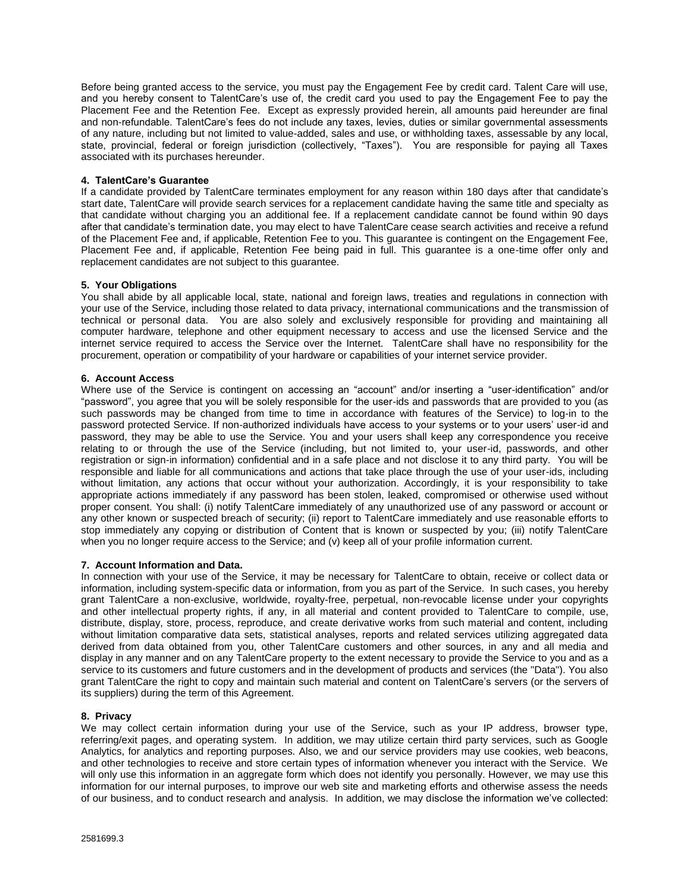Before being granted access to the service, you must pay the Engagement Fee by credit card. Talent Care will use, and you hereby consent to TalentCare's use of, the credit card you used to pay the Engagement Fee to pay the Placement Fee and the Retention Fee. Except as expressly provided herein, all amounts paid hereunder are final and non-refundable. TalentCare's fees do not include any taxes, levies, duties or similar governmental assessments of any nature, including but not limited to value-added, sales and use, or withholding taxes, assessable by any local, state, provincial, federal or foreign jurisdiction (collectively, "Taxes"). You are responsible for paying all Taxes associated with its purchases hereunder.

**4. TalentCare's Guarantee**

If a candidate provided by TalentCare terminates employment for any reason within 180 days after that candidate's start date, TalentCare will provide search services for a replacement candidate having the same title and specialty as that candidate without charging you an additional fee. If a replacement candidate cannot be found within 90 days after that candidate's termination date, you may elect to have TalentCare cease search activities and receive a refund of the Placement Fee and, if applicable, Retention Fee to you. This guarantee is contingent on the Engagement Fee, Placement Fee and, if applicable, Retention Fee being paid in full. This guarantee is a one-time offer only and replacement candidates are not subject to this guarantee.

**5. Your Obligations**

You shall abide by all applicable local, state, national and foreign laws, treaties and regulations in connection with your use of the Service, including those related to data privacy, international communications and the transmission of technical or personal data. You are also solely and exclusively responsible for providing and maintaining all computer hardware, telephone and other equipment necessary to access and use the licensed Service and the internet service required to access the Service over the Internet. TalentCare shall have no responsibility for the procurement, operation or compatibility of your hardware or capabilities of your internet service provider.

**6. Account Access**

Where use of the Service is contingent on accessing an "account" and/or inserting a "user-identification" and/or "password", you agree that you will be solely responsible for the user-ids and passwords that are provided to you (as such passwords may be changed from time to time in accordance with features of the Service) to log-in to the password protected Service. If non-authorized individuals have access to your systems or to your users' user-id and password, they may be able to use the Service. You and your users shall keep any correspondence you receive relating to or through the use of the Service (including, but not limited to, your user-id, passwords, and other registration or sign-in information) confidential and in a safe place and not disclose it to any third party. You will be responsible and liable for all communications and actions that take place through the use of your user-ids, including without limitation, any actions that occur without your authorization. Accordingly, it is your responsibility to take appropriate actions immediately if any password has been stolen, leaked, compromised or otherwise used without proper consent. You shall: (i) notify TalentCare immediately of any unauthorized use of any password or account or any other known or suspected breach of security; (ii) report to TalentCare immediately and use reasonable efforts to stop immediately any copying or distribution of Content that is known or suspected by you; (iii) notify TalentCare when you no longer require access to the Service; and (v) keep all of your profile information current.

**7. Account Information and Data.**

In connection with your use of the Service, it may be necessary for TalentCare to obtain, receive or collect data or information, including system-specific data or information, from you as part of the Service. In such cases, you hereby grant TalentCare a non-exclusive, worldwide, royalty-free, perpetual, non-revocable license under your copyrights and other intellectual property rights, if any, in all material and content provided to TalentCare to compile, use, distribute, display, store, process, reproduce, and create derivative works from such material and content, including without limitation comparative data sets, statistical analyses, reports and related services utilizing aggregated data derived from data obtained from you, other TalentCare customers and other sources, in any and all media and display in any manner and on any TalentCare property to the extent necessary to provide the Service to you and as a service to its customers and future customers and in the development of products and services (the "Data"). You also grant TalentCare the right to copy and maintain such material and content on TalentCare's servers (or the servers of its suppliers) during the term of this Agreement.

**8. Privacy**

We may collect certain information during your use of the Service, such as your IP address, browser type, referring/exit pages, and operating system. In addition, we may utilize certain third party services, such as Google Analytics, for analytics and reporting purposes. Also, we and our service providers may use cookies, web beacons, and other technologies to receive and store certain types of information whenever you interact with the Service. We will only use this information in an aggregate form which does not identify you personally. However, we may use this information for our internal purposes, to improve our web site and marketing efforts and otherwise assess the needs of our business, and to conduct research and analysis. In addition, we may disclose the information we've collected:

2581699.3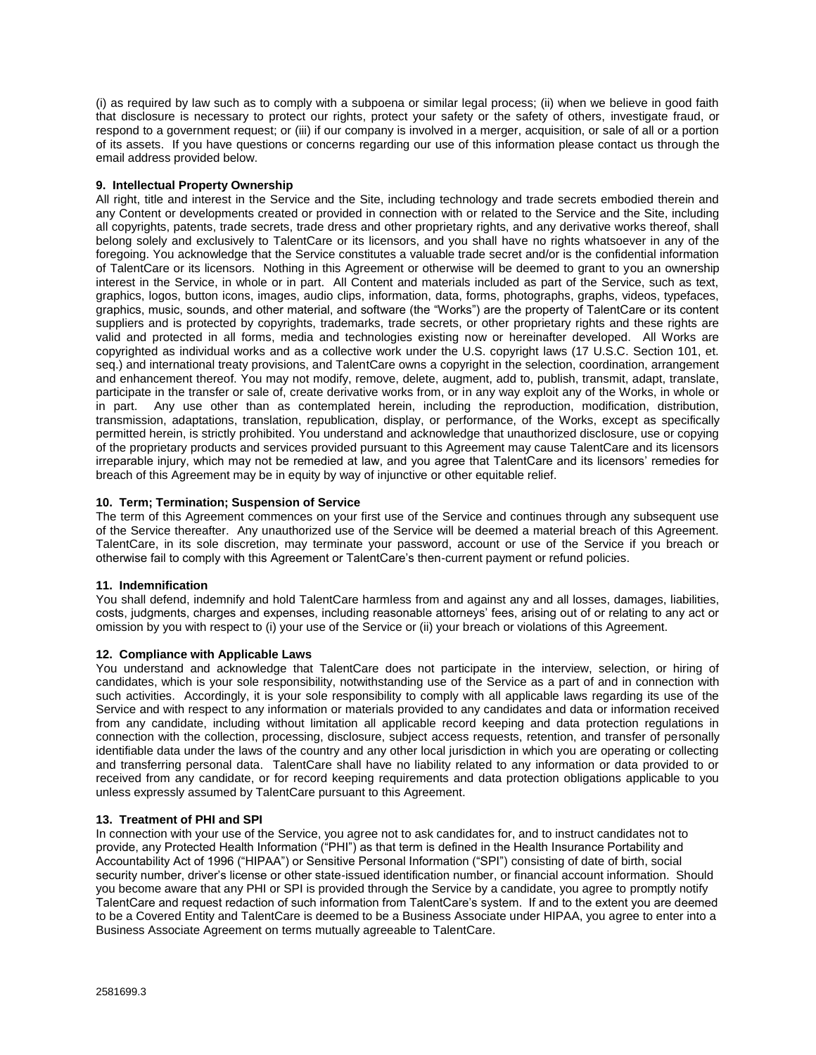(i) as required by law such as to comply with a subpoena or similar legal process; (ii) when we believe in good faith that disclosure is necessary to protect our rights, protect your safety or the safety of others, investigate fraud, or respond to a government request; or (iii) if our company is involved in a merger, acquisition, or sale of all or a portion of its assets. If you have questions or concerns regarding our use of this information please contact us through the email address provided below.

**9. Intellectual Property Ownership**

All right, title and interest in the Service and the Site, including technology and trade secrets embodied therein and any Content or developments created or provided in connection with or related to the Service and the Site, including all copyrights, patents, trade secrets, trade dress and other proprietary rights, and any derivative works thereof, shall belong solely and exclusively to TalentCare or its licensors, and you shall have no rights whatsoever in any of the foregoing. You acknowledge that the Service constitutes a valuable trade secret and/or is the confidential information of TalentCare or its licensors. Nothing in this Agreement or otherwise will be deemed to grant to you an ownership interest in the Service, in whole or in part. All Content and materials included as part of the Service, such as text, graphics, logos, button icons, images, audio clips, information, data, forms, photographs, graphs, videos, typefaces, graphics, music, sounds, and other material, and software (the "Works") are the property of TalentCare or its content suppliers and is protected by copyrights, trademarks, trade secrets, or other proprietary rights and these rights are valid and protected in all forms, media and technologies existing now or hereinafter developed. All Works are copyrighted as individual works and as a collective work under the U.S. copyright laws (17 U.S.C. Section 101, et. seq.) and international treaty provisions, and TalentCare owns a copyright in the selection, coordination, arrangement and enhancement thereof. You may not modify, remove, delete, augment, add to, publish, transmit, adapt, translate, participate in the transfer or sale of, create derivative works from, or in any way exploit any of the Works, in whole or in part. Any use other than as contemplated herein, including the reproduction, modification, distribution, transmission, adaptations, translation, republication, display, or performance, of the Works, except as specifically permitted herein, is strictly prohibited. You understand and acknowledge that unauthorized disclosure, use or copying of the proprietary products and services provided pursuant to this Agreement may cause TalentCare and its licensors irreparable injury, which may not be remedied at law, and you agree that TalentCare and its licensors' remedies for breach of this Agreement may be in equity by way of injunctive or other equitable relief.

**10. Term; Termination; Suspension of Service**

The term of this Agreement commences on your first use of the Service and continues through any subsequent use of the Service thereafter. Any unauthorized use of the Service will be deemed a material breach of this Agreement. TalentCare, in its sole discretion, may terminate your password, account or use of the Service if you breach or otherwise fail to comply with this Agreement or TalentCare's then-current payment or refund policies.

**11. Indemnification**

You shall defend, indemnify and hold TalentCare harmless from and against any and all losses, damages, liabilities, costs, judgments, charges and expenses, including reasonable attorneys' fees, arising out of or relating to any act or omission by you with respect to (i) your use of the Service or (ii) your breach or violations of this Agreement.

**12. Compliance with Applicable Laws**

You understand and acknowledge that TalentCare does not participate in the interview, selection, or hiring of candidates, which is your sole responsibility, notwithstanding use of the Service as a part of and in connection with such activities. Accordingly, it is your sole responsibility to comply with all applicable laws regarding its use of the Service and with respect to any information or materials provided to any candidates and data or information received from any candidate, including without limitation all applicable record keeping and data protection regulations in connection with the collection, processing, disclosure, subject access requests, retention, and transfer of personally identifiable data under the laws of the country and any other local jurisdiction in which you are operating or collecting and transferring personal data. TalentCare shall have no liability related to any information or data provided to or received from any candidate, or for record keeping requirements and data protection obligations applicable to you unless expressly assumed by TalentCare pursuant to this Agreement.

**13. Treatment of PHI and SPI**

In connection with your use of the Service, you agree not to ask candidates for, and to instruct candidates not to provide, any Protected Health Information ("PHI") as that term is defined in the Health Insurance Portability and Accountability Act of 1996 ("HIPAA") or Sensitive Personal Information ("SPI") consisting of date of birth, social security number, driver's license or other state-issued identification number, or financial account information. Should you become aware that any PHI or SPI is provided through the Service by a candidate, you agree to promptly notify TalentCare and request redaction of such information from TalentCare's system. If and to the extent you are deemed to be a Covered Entity and TalentCare is deemed to be a Business Associate under HIPAA, you agree to enter into a Business Associate Agreement on terms mutually agreeable to TalentCare.

2581699.3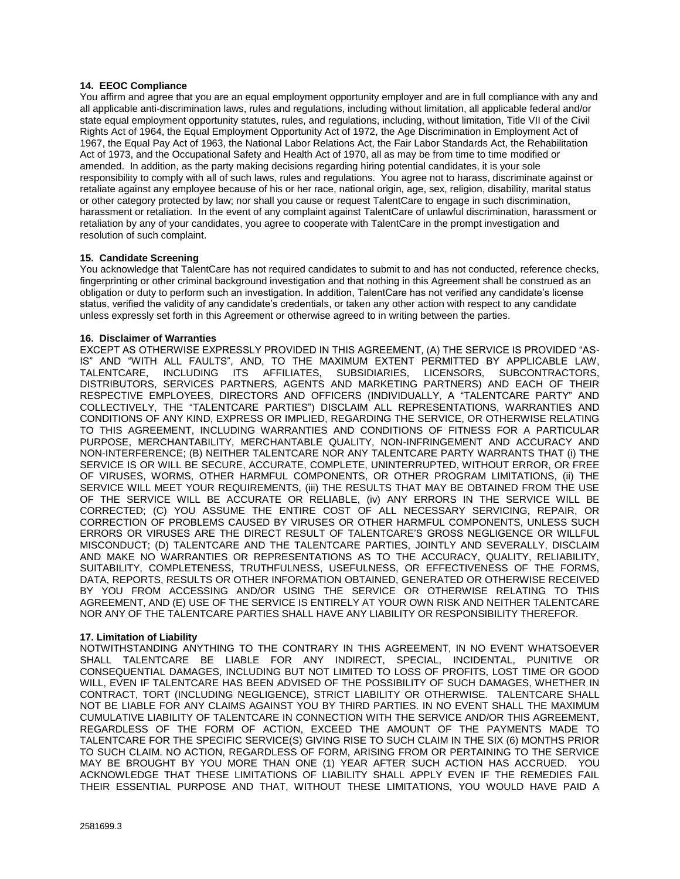#### 14. EEOC Compliance

You affirm and agree that you are an equal employment opportunity employer and are in full compliance with any and all applicable anti-discrimination laws, rules and regulations, including without limitation, all applicable federal and/or state equal employment opportunity statutes, rules, and regulations, including, without limitation, Title VII of the Civil Rights Act of 1964, the Equal Employment Opportunity Act of 1972, the Age Discrimination in Employment Act of 1967, the Equal Pay Act of 1963, the National Labor Relations Act, the Fair Labor Standards Act, the Rehabilitation Act of 1973, and the Occupational Safety and Health Act of 1970, all as may be from time to time modified or amended. In addition, as the party making decisions regarding hiring potential candidates, it is your sole responsibility to comply with all of such laws, rules and regulations. You agree not to harass, discriminate against or retaliate against any employee because of his or her race, national origin, age, sex, religion, disability, marital status or other category protected by law; nor shall you cause or request TalentCare to engage in such discrimination, harassment or retaliation. In the event of any complaint against TalentCare of unlawful discrimination, harassment or retaliation by any of your candidates, you agree to cooperate with TalentCare in the prompt investigation and resolution of such complaint.

#### 15. Candidate Screening

You acknowledge that TalentCare has not required candidates to submit to and has not conducted, reference checks, fingerprinting or other criminal background investigation and that nothing in this Agreement shall be construed as an obligation or duty to perform such an investigation. In addition, TalentCare has not verified any candidate's license status, verified the validity of any candidate's credentials, or taken any other action with respect to any candidate unless expressly set forth in this Agreement or otherwise agreed to in writing between the parties.

#### 16. Disclaimer of Warranties

EXCEPT AS OTHERWISE EXPRESSLY PROVIDED IN THIS AGREEMENT, (A) THE SERVICE IS PROVIDED "AS-IS" AND "WITH ALL FAULTS", AND, TO THE MAXIMUM EXTENT PERMITTED BY APPLICABLE LAW, TALENTCARE, INCLUDING ITS AFFILIATES, SUBSIDIARIES, LICENSORS, SUBCONTRACTORS, DISTRIBUTORS, SERVICES PARTNERS, AGENTS AND MARKETING PARTNERS) AND EACH OF THEIR RESPECTIVE EMPLOYEES, DIRECTORS AND OFFICERS (INDIVIDUALLY, A "TALENTCARE PARTY" AND COLLECTIVELY, THE "TALENTCARE PARTIES") DISCLAIM ALL REPRESENTATIONS, WARRANTIES AND CONDITIONS OF ANY KIND, EXPRESS OR IMPLIED, REGARDING THE SERVICE, OR OTHERWISE RELATING TO THIS AGREEMENT, INCLUDING WARRANTIES AND CONDITIONS OF FITNESS FOR A PARTICULAR PURPOSE, MERCHANTABILITY, MERCHANTABLE QUALITY, NON-INFRINGEMENT AND ACCURACY AND NON-INTERFERENCE; (B) NEITHER TALENTCARE NOR ANY TALENTCARE PARTY WARRANTS THAT (i) THE SERVICE IS OR WILL BE SECURE, ACCURATE, COMPLETE, UNINTERRUPTED, WITHOUT ERROR, OR FREE OF VIRUSES, WORMS, OTHER HARMFUL COMPONENTS, OR OTHER PROGRAM LIMITATIONS, (ii) THE SERVICE WILL MEET YOUR REQUIREMENTS, (iii) THE RESULTS THAT MAY BE OBTAINED FROM THE USE OF THE SERVICE WILL BE ACCURATE OR RELIABLE, (iv) ANY ERRORS IN THE SERVICE WILL BE CORRECTED; (C) YOU ASSUME THE ENTIRE COST OF ALL NECESSARY SERVICING, REPAIR, OR CORRECTION OF PROBLEMS CAUSED BY VIRUSES OR OTHER HARMFUL COMPONENTS, UNLESS SUCH ERRORS OR VIRUSES ARE THE DIRECT RESULT OF TALENTCARE'S GROSS NEGLIGENCE OR WILLFUL MISCONDUCT; (D) TALENTCARE AND THE TALENTCARE PARTIES, JOINTLY AND SEVERALLY, DISCLAIM AND MAKE NO WARRANTIES OR REPRESENTATIONS AS TO THE ACCURACY, QUALITY, RELIABILITY, SUITABILITY, COMPLETENESS, TRUTHFULNESS, USEFULNESS, OR EFFECTIVENESS OF THE FORMS, DATA, REPORTS, RESULTS OR OTHER INFORMATION OBTAINED, GENERATED OR OTHERWISE RECEIVED BY YOU FROM ACCESSING AND/OR USING THE SERVICE OR OTHERWISE RELATING TO THIS AGREEMENT, AND (E) USE OF THE SERVICE IS ENTIRELY AT YOUR OWN RISK AND NEITHER TALENTCARE NOR ANY OF THE TALENTCARE PARTIES SHALL HAVE ANY LIABILITY OR RESPONSIBILITY THEREFOR.

#### 17. Limitation of Liability

NOTWITHSTANDING ANYTHING TO THE CONTRARY IN THIS AGREEMENT, IN NO EVENT WHATSOEVER SHALL TALENTCARE BE LIABLE FOR ANY INDIRECT, SPECIAL, INCIDENTAL, PUNITIVE OR CONSEQUENTIAL DAMAGES, INCLUDING BUT NOT LIMITED TO LOSS OF PROFITS, LOST TIME OR GOOD WILL, EVEN IF TALENTCARE HAS BEEN ADVISED OF THE POSSIBILITY OF SUCH DAMAGES, WHETHER IN CONTRACT, TORT (INCLUDING NEGLIGENCE), STRICT LIABILITY OR OTHERWISE. TALENTCARE SHALL NOT BE LIABLE FOR ANY CLAIMS AGAINST YOU BY THIRD PARTIES. IN NO EVENT SHALL THE MAXIMUM CUMULATIVE LIABILITY OF TALENTCARE IN CONNECTION WITH THE SERVICE AND/OR THIS AGREEMENT, REGARDLESS OF THE FORM OF ACTION, EXCEED THE AMOUNT OF THE PAYMENTS MADE TO TALENTCARE FOR THE SPECIFIC SERVICE(S) GIVING RISE TO SUCH CLAIM IN THE SIX (6) MONTHS PRIOR TO SUCH CLAIM. NO ACTION, REGARDLESS OF FORM, ARISING FROM OR PERTAINING TO THE SERVICE MAY BE BROUGHT BY YOU MORE THAN ONE (1) YEAR AFTER SUCH ACTION HAS ACCRUED. YOU ACKNOWLEDGE THAT THESE LIMITATIONS OF LIABILITY SHALL APPLY EVEN IF THE REMEDIES FAIL THEIR ESSENTIAL PURPOSE AND THAT, WITHOUT THESE LIMITATIONS, YOU WOULD HAVE PAID A

2581699.3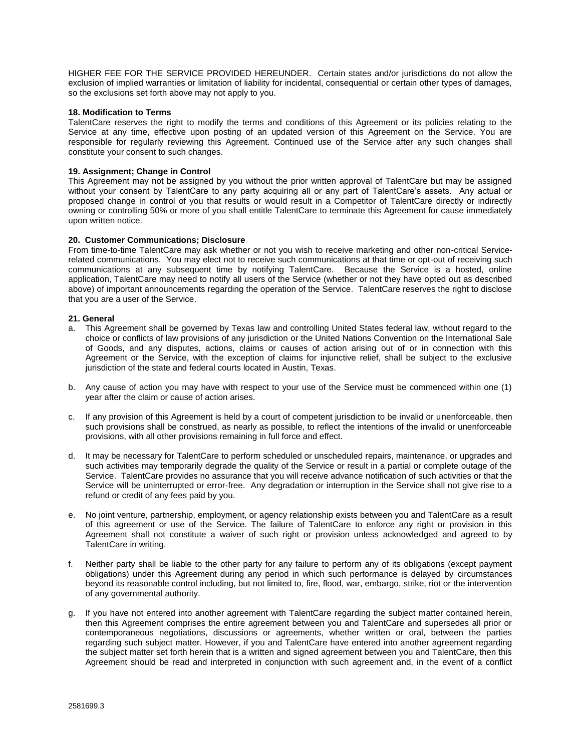HIGHER FEE FOR THE SERVICE PROVIDED HEREUNDER. Certain states and/or jurisdictions do not allow the exclusion of implied warranties or limitation of liability for incidental, consequential or certain other types of damages, so the exclusions set forth above may not apply to you.

**18. Modification to Terms**

TalentCare reserves the right to modify the terms and conditions of this Agreement or its policies relating to the Service at any time, effective upon posting of an updated version of this Agreement on the Service. You are responsible for regularly reviewing this Agreement. Continued use of the Service after any such changes shall constitute your consent to such changes.

**19. Assignment; Change in Control**

This Agreement may not be assigned by you without the prior written approval of TalentCare but may be assigned without your consent by TalentCare to any party acquiring all or any part of TalentCare's assets. Any actual or proposed change in control of you that results or would result in a Competitor of TalentCare directly or indirectly owning or controlling 50% or more of you shall entitle TalentCare to terminate this Agreement for cause immediately upon written notice.

**20. Customer Communications; Disclosure**

From time-to-time TalentCare may ask whether or not you wish to receive marketing and other non-critical Service-related communications. You may elect not to receive such communications at that time or opt-out of receiving such communications at any subsequent time by notifying TalentCare. Because the Service is a hosted, online application, TalentCare may need to notify all users of the Service (whether or not they have opted out as described above) of important announcements regarding the operation of the Service. TalentCare reserves the right to disclose that you are a user of the Service.

**21. General**

a. This Agreement shall be governed by Texas law and controlling United States federal law, without regard to the choice or conflicts of law provisions of any jurisdiction or the United Nations Convention on the International Sale of Goods, and any disputes, actions, claims or causes of action arising out of or in connection with this Agreement or the Service, with the exception of claims for injunctive relief, shall be subject to the exclusive jurisdiction of the state and federal courts located in Austin, Texas.

b. Any cause of action you may have with respect to your use of the Service must be commenced within one (1) year after the claim or cause of action arises.

c. If any provision of this Agreement is held by a court of competent jurisdiction to be invalid or unenforceable, then such provisions shall be construed, as nearly as possible, to reflect the intentions of the invalid or unenforceable provisions, with all other provisions remaining in full force and effect.

d. It may be necessary for TalentCare to perform scheduled or unscheduled repairs, maintenance, or upgrades and such activities may temporarily degrade the quality of the Service or result in a partial or complete outage of the Service. TalentCare provides no assurance that you will receive advance notification of such activities or that the Service will be uninterrupted or error-free. Any degradation or interruption in the Service shall not give rise to a refund or credit of any fees paid by you.

e. No joint venture, partnership, employment, or agency relationship exists between you and TalentCare as a result of this agreement or use of the Service. The failure of TalentCare to enforce any right or provision in this Agreement shall not constitute a waiver of such right or provision unless acknowledged and agreed to by TalentCare in writing.

f. Neither party shall be liable to the other party for any failure to perform any of its obligations (except payment obligations) under this Agreement during any period in which such performance is delayed by circumstances beyond its reasonable control including, but not limited to, fire, flood, war, embargo, strike, riot or the intervention of any governmental authority.

g. If you have not entered into another agreement with TalentCare regarding the subject matter contained herein, then this Agreement comprises the entire agreement between you and TalentCare and supersedes all prior or contemporaneous negotiations, discussions or agreements, whether written or oral, between the parties regarding such subject matter. However, if you and TalentCare have entered into another agreement regarding the subject matter set forth herein that is a written and signed agreement between you and TalentCare, then this Agreement should be read and interpreted in conjunction with such agreement and, in the event of a conflict

2581699.3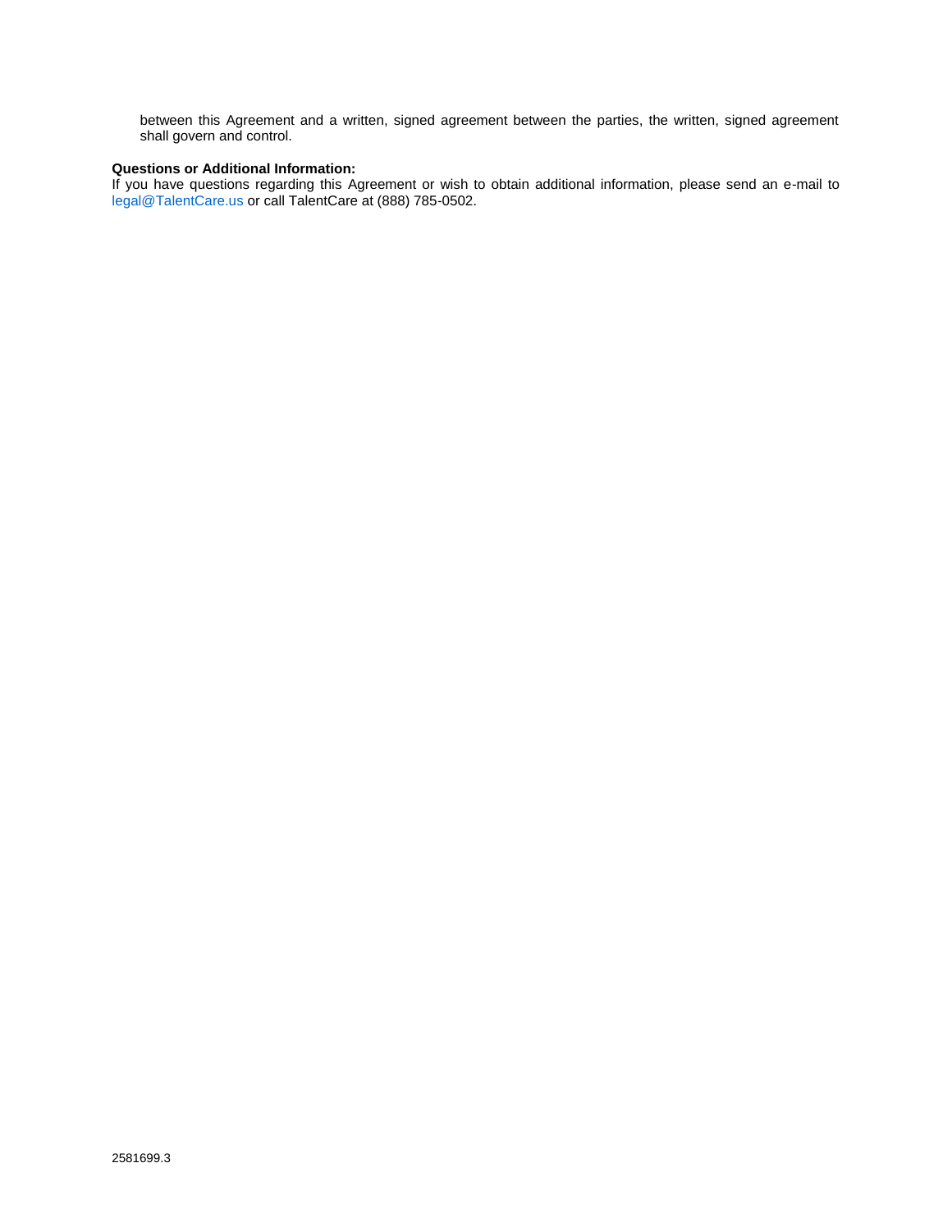between this Agreement and a written, signed agreement between the parties, the written, signed agreement shall govern and control.

**Questions or Additional Information:**
If you have questions regarding this Agreement or wish to obtain additional information, please send an e-mail to legal@TalentCare.us or call TalentCare at (888) 785-0502.

2581699.3